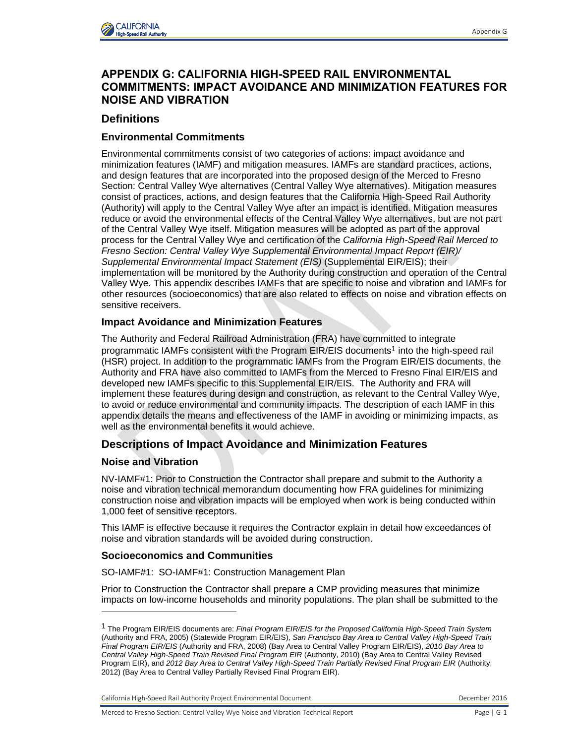# APPENDIX G: CALIFORNIA HIGH-SPEED RAIL ENVIRONMENTAL COMMITMENTS: IMPACT AVOIDANCE AND MINIMIZATION FEATURES FOR NOISE AND VIBRATION

## Definitions

### Environmental Commitments

Environmental commitments consist of two categories of actions: impact avoidance and minimization features (IAMF) and mitigation measures. IAMFs are standard practices, actions, and design features that are incorporated into the proposed design of the Merced to Fresno Section: Central Valley Wye alternatives (Central Valley Wye alternatives). Mitigation measures consist of practices, actions, and design features that the California High-Speed Rail Authority (Authority) will apply to the Central Valley Wye after an impact is identified. Mitigation measures reduce or avoid the environmental effects of the Central Valley Wye alternatives, but are not part of the Central Valley Wye itself. Mitigation measures will be adopted as part of the approval process for the Central Valley Wye and certification of the *California High-Speed Rail Merced to Fresno Section: Central Valley Wye Supplemental Environmental Impact Report (EIR)/ Supplemental Environmental Impact Statement (EIS)* (Supplemental EIR/EIS); their implementation will be monitored by the Authority during construction and operation of the Central Valley Wye. This appendix describes IAMFs that are specific to noise and vibration and IAMFs for other resources (socioeconomics) that are also related to effects on noise and vibration effects on sensitive receivers.

### Impact Avoidance and Minimization Features

The Authority and Federal Railroad Administration (FRA) have committed to integrate programmatic IAMFs consistent with the Program EIR/EIS documents[1] into the high-speed rail (HSR) project. In addition to the programmatic IAMFs from the Program EIR/EIS documents, the Authority and FRA have also committed to IAMFs from the Merced to Fresno Final EIR/EIS and developed new IAMFs specific to this Supplemental EIR/EIS. The Authority and FRA will implement these features during design and construction, as relevant to the Central Valley Wye, to avoid or reduce environmental and community impacts. The description of each IAMF in this appendix details the means and effectiveness of the IAMF in avoiding or minimizing impacts, as well as the environmental benefits it would achieve.

## Descriptions of Impact Avoidance and Minimization Features

### Noise and Vibration

NV-IAMF#1: Prior to Construction the Contractor shall prepare and submit to the Authority a noise and vibration technical memorandum documenting how FRA guidelines for minimizing construction noise and vibration impacts will be employed when work is being conducted within 1,000 feet of sensitive receptors.

This IAMF is effective because it requires the Contractor explain in detail how exceedances of noise and vibration standards will be avoided during construction.

### Socioeconomics and Communities

SO-IAMF#1: SO-IAMF#1: Construction Management Plan

Prior to Construction the Contractor shall prepare a CMP providing measures that minimize impacts on low-income households and minority populations. The plan shall be submitted to the

---

[1] The Program EIR/EIS documents are: *Final Program EIR/EIS for the Proposed California High-Speed Train System* (Authority and FRA, 2005) (Statewide Program EIR/EIS), *San Francisco Bay Area to Central Valley High-Speed Train Final Program EIR/EIS* (Authority and FRA, 2008) (Bay Area to Central Valley Program EIR/EIS), *2010 Bay Area to Central Valley High-Speed Train Revised Final Program EIR* (Authority, 2010) (Bay Area to Central Valley Revised Program EIR), and *2012 Bay Area to Central Valley High-Speed Train Partially Revised Final Program EIR* (Authority, 2012) (Bay Area to Central Valley Partially Revised Final Program EIR).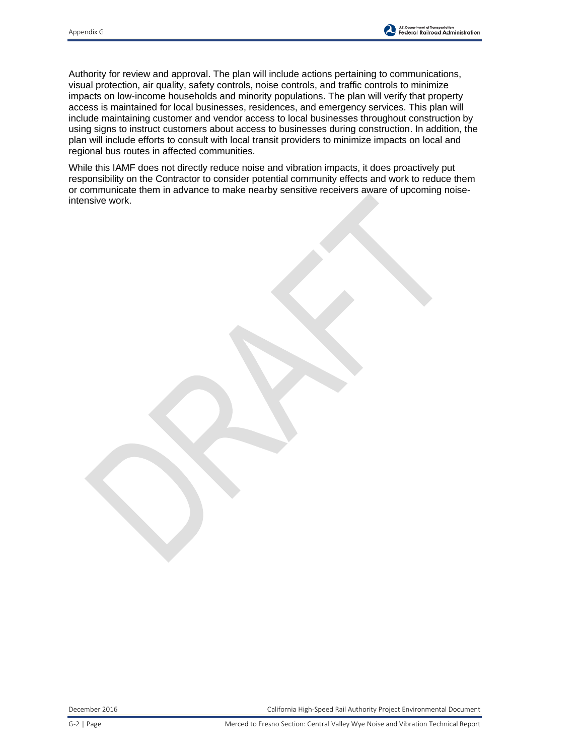Authority for review and approval. The plan will include actions pertaining to communications, visual protection, air quality, safety controls, noise controls, and traffic controls to minimize impacts on low-income households and minority populations. The plan will verify that property access is maintained for local businesses, residences, and emergency services. This plan will include maintaining customer and vendor access to local businesses throughout construction by using signs to instruct customers about access to businesses during construction. In addition, the plan will include efforts to consult with local transit providers to minimize impacts on local and regional bus routes in affected communities.

While this IAMF does not directly reduce noise and vibration impacts, it does proactively put responsibility on the Contractor to consider potential community effects and work to reduce them or communicate them in advance to make nearby sensitive receivers aware of upcoming noise-intensive work.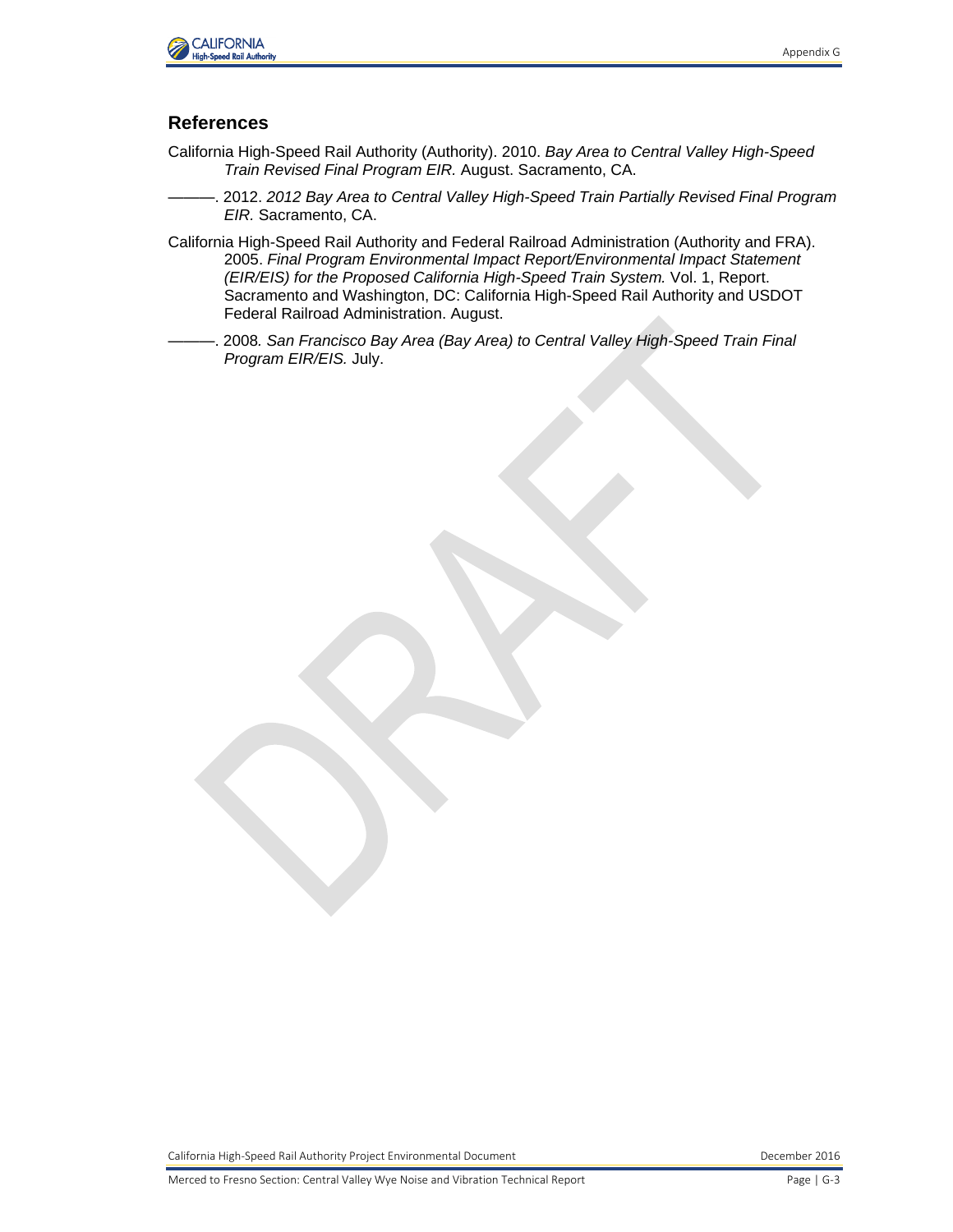## References

California High-Speed Rail Authority (Authority). 2010. *Bay Area to Central Valley High-Speed Train Revised Final Program EIR.* August. Sacramento, CA.

———. 2012. *2012 Bay Area to Central Valley High-Speed Train Partially Revised Final Program EIR.* Sacramento, CA.

California High-Speed Rail Authority and Federal Railroad Administration (Authority and FRA). 2005. *Final Program Environmental Impact Report/Environmental Impact Statement (EIR/EIS) for the Proposed California High-Speed Train System.* Vol. 1, Report. Sacramento and Washington, DC: California High-Speed Rail Authority and USDOT Federal Railroad Administration. August.

———. 2008. *San Francisco Bay Area (Bay Area) to Central Valley High-Speed Train Final Program EIR/EIS.* July.